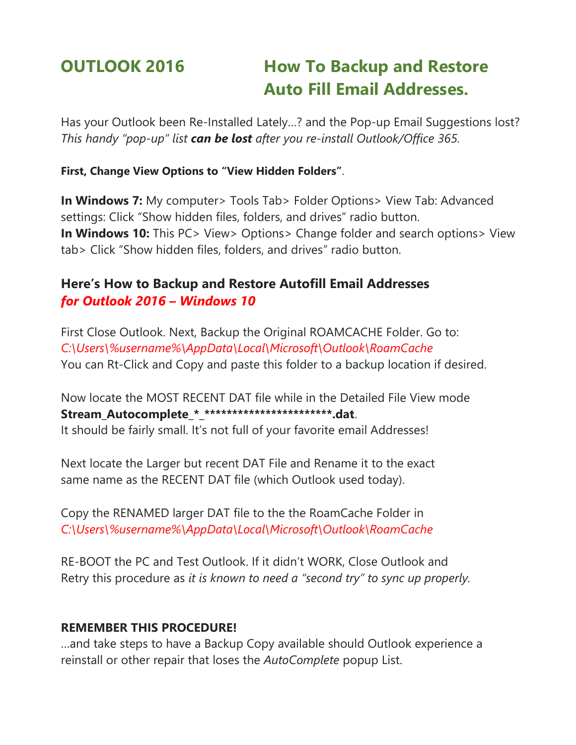# OUTLOOK 2016 How To Backup and Restore Auto Fill Email Addresses.

Has your Outlook been Re-Installed Lately…? and the Pop-up Email Suggestions lost?
*This handy "pop-up" list* ***can be lost*** *after you re-install Outlook/Office 365.*

**First, Change View Options to "View Hidden Folders"**.

**In Windows 7:** My computer> Tools Tab> Folder Options> View Tab: Advanced settings: Click "Show hidden files, folders, and drives" radio button.
**In Windows 10:** This PC> View> Options> Change folder and search options> View tab> Click "Show hidden files, folders, and drives" radio button.

## Here's How to Backup and Restore Autofill Email Addresses *for Outlook 2016 – Windows 10*

First Close Outlook. Next, Backup the Original ROAMCACHE Folder. Go to:
*C:\Users\%username%\AppData\Local\Microsoft\Outlook\RoamCache*
You can Rt-Click and Copy and paste this folder to a backup location if desired.

Now locate the MOST RECENT DAT file while in the Detailed File View mode
**Stream_Autocomplete_*_************************.dat**.
It should be fairly small. It's not full of your favorite email Addresses!

Next locate the Larger but recent DAT File and Rename it to the exact same name as the RECENT DAT file (which Outlook used today).

Copy the RENAMED larger DAT file to the the RoamCache Folder in
*C:\Users\%username%\AppData\Local\Microsoft\Outlook\RoamCache*

RE-BOOT the PC and Test Outlook. If it didn't WORK, Close Outlook and Retry this procedure as *it is known to need a "second try" to sync up properly*.

**REMEMBER THIS PROCEDURE!**
…and take steps to have a Backup Copy available should Outlook experience a reinstall or other repair that loses the *AutoComplete* popup List.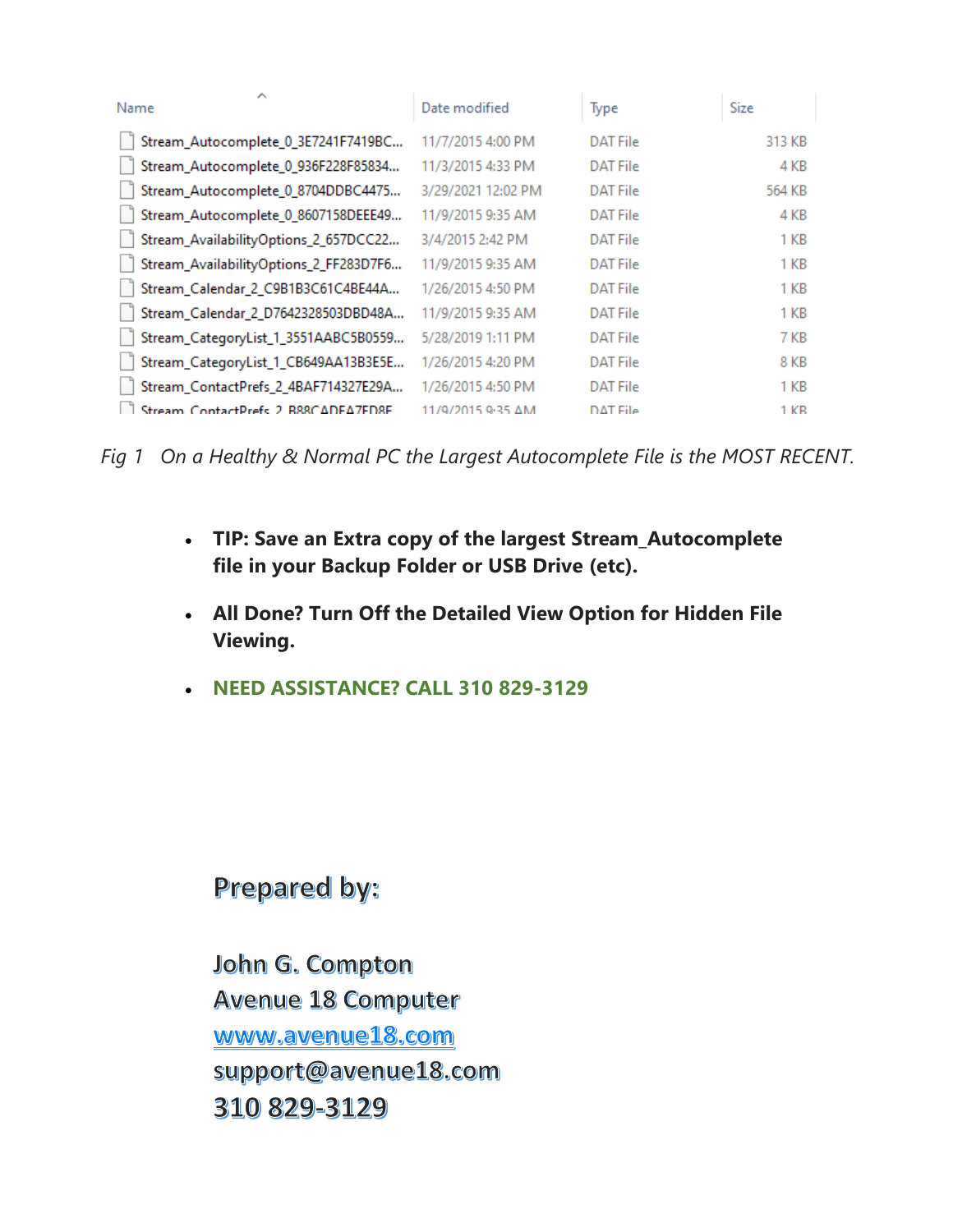| Name | Date modified | Type | Size |
| --- | --- | --- | --- |
| Stream_Autocomplete_0_3E7241F7419BC... | 11/7/2015 4:00 PM | DAT File | 313 KB |
| Stream_Autocomplete_0_936F228F85834... | 11/3/2015 4:33 PM | DAT File | 4 KB |
| Stream_Autocomplete_0_8704DDBC4475... | 3/29/2021 12:02 PM | DAT File | 564 KB |
| Stream_Autocomplete_0_8607158DEEE49... | 11/9/2015 9:35 AM | DAT File | 4 KB |
| Stream_AvailabilityOptions_2_657DCC22... | 3/4/2015 2:42 PM | DAT File | 1 KB |
| Stream_AvailabilityOptions_2_FF283D7F6... | 11/9/2015 9:35 AM | DAT File | 1 KB |
| Stream_Calendar_2_C9B1B3C61C4BE44A... | 1/26/2015 4:50 PM | DAT File | 1 KB |
| Stream_Calendar_2_D7642328503DBD48A... | 11/9/2015 9:35 AM | DAT File | 1 KB |
| Stream_CategoryList_1_3551AABC5B0559... | 5/28/2019 1:11 PM | DAT File | 7 KB |
| Stream_CategoryList_1_CB649AA13B3E5E... | 1/26/2015 4:20 PM | DAT File | 8 KB |
| Stream_ContactPrefs_2_4BAF714327E29A... | 1/26/2015 4:50 PM | DAT File | 1 KB |
| Stream_ContactPrefs_2_B88CADEA7ED8E | 11/9/2015 9:35 AM | DAT File | 1 KB |

*Fig 1 On a Healthy & Normal PC the Largest Autocomplete File is the MOST RECENT.*

- **TIP: Save an Extra copy of the largest Stream_Autocomplete file in your Backup Folder or USB Drive (etc).**
- **All Done? Turn Off the Detailed View Option for Hidden File Viewing.**
- **NEED ASSISTANCE? CALL 310 829-3129**

## Prepared by:

John G. Compton
Avenue 18 Computer
www.avenue18.com
support@avenue18.com
310 829-3129